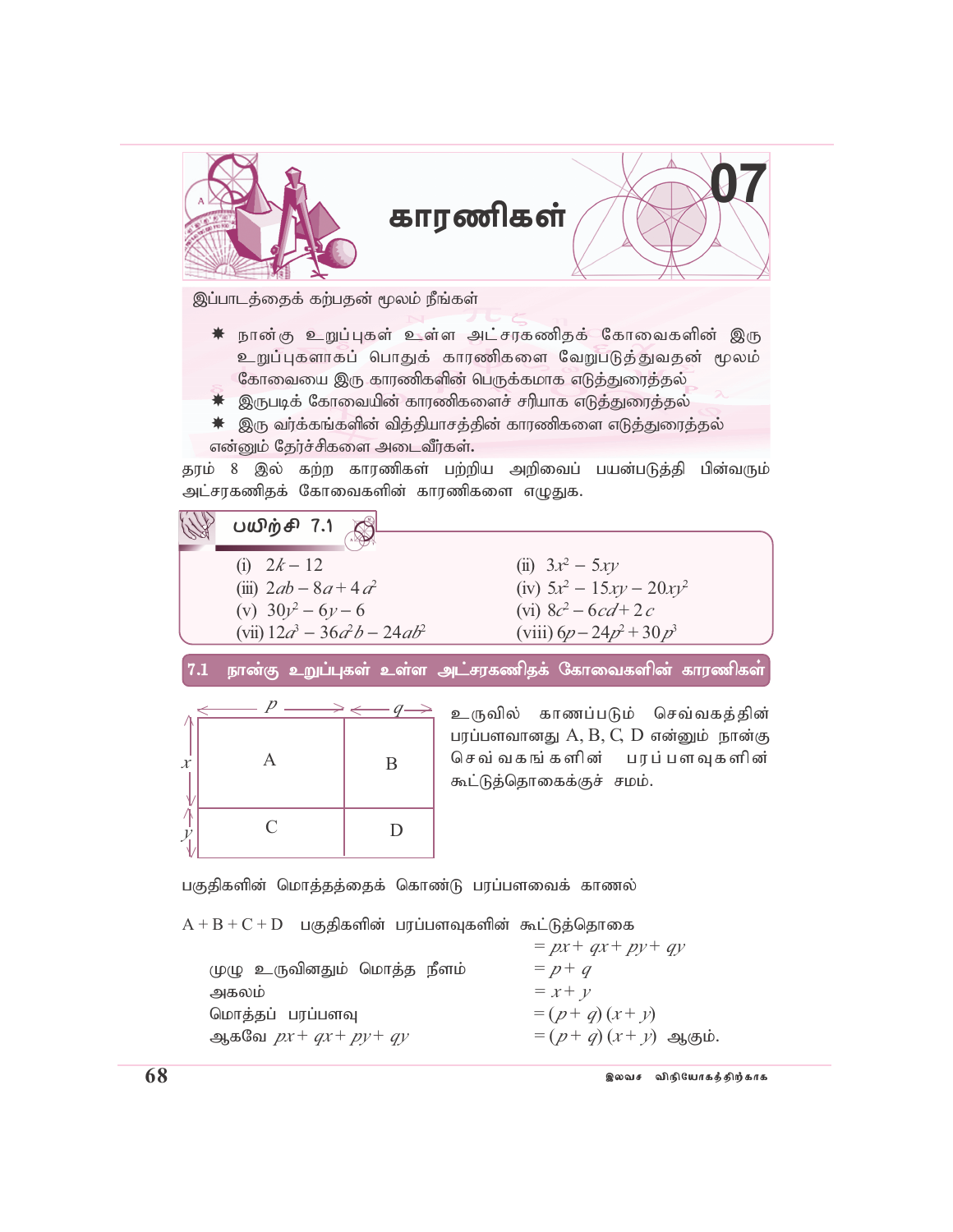# 07 காரணிகள்

இப்பாடத்தைக் கற்பதன் மூலம் நீங்கள்

- நான்கு உறுப்புகள் உள்ள அட்சரகணிதக் கோவைகளின் இரு உறுப்புகளாகப் பொதுக் காரணிகளை வேறுபடுத்துவதன் மூலம் கோவையை இரு காரணிகளின் பெருக்கமாக எடுத்துரைத்தல்
- இருபடிக் கோவையின் காரணிகளைச் சரியாக எடுத்துரைத்தல்
- இரு வர்க்கங்களின் வித்தியாசத்தின் காரணிகளை எடுத்துரைத்தல்

என்னும் தேர்ச்சிகளை அடைவீர்கள்.

தரம் 8 இல் கற்ற காரணிகள் பற்றிய அறிவைப் பயன்படுத்தி பின்வரும் அட்சரகணிதக் கோவைகளின் காரணிகளை எழுதுக.

## பயிற்சி 7.1

(i) $2k - 12$

(ii) $3x^2 - 5xy$

(iii) $2ab - 8a + 4a^2$

(iv) $5x^2 - 15xy - 20xy^2$

(v) $30y^2 - 6y - 6$

(vi) $8c^2 - 6cd + 2c$

(vii) $12a^3 - 36a^2b - 24ab^2$

(viii) $6p - 24p^2 + 30p^3$

## 7.1 நான்கு உறுப்புகள் உள்ள அட்சரகணிதக் கோவைகளின் காரணிகள்

| | $p$ | $q$ |
|---|---|---|
| $x$ | A | B |
| $y$ | C | D |

உருவில் காணப்படும் செவ்வகத்தின் பரப்பளவானது A, B, C, D என்னும் நான்கு செவ்வகங்களின் பரப்பளவுகளின் கூட்டுத்தொகைக்குச் சமம்.

பகுதிகளின் மொத்தத்தைக் கொண்டு பரப்பளவைக் காணல்

A + B + C + D பகுதிகளின் பரப்பளவுகளின் கூட்டுத்தொகை $= px + qx + py + qy$

முழு உருவினதும் மொத்த நீளம் $= p + q$

அகலம் $= x + y$

மொத்தப் பரப்பளவு $= (p + q)(x + y)$

ஆகவே $px + qx + py + qy = (p + q)(x + y)$ ஆகும்.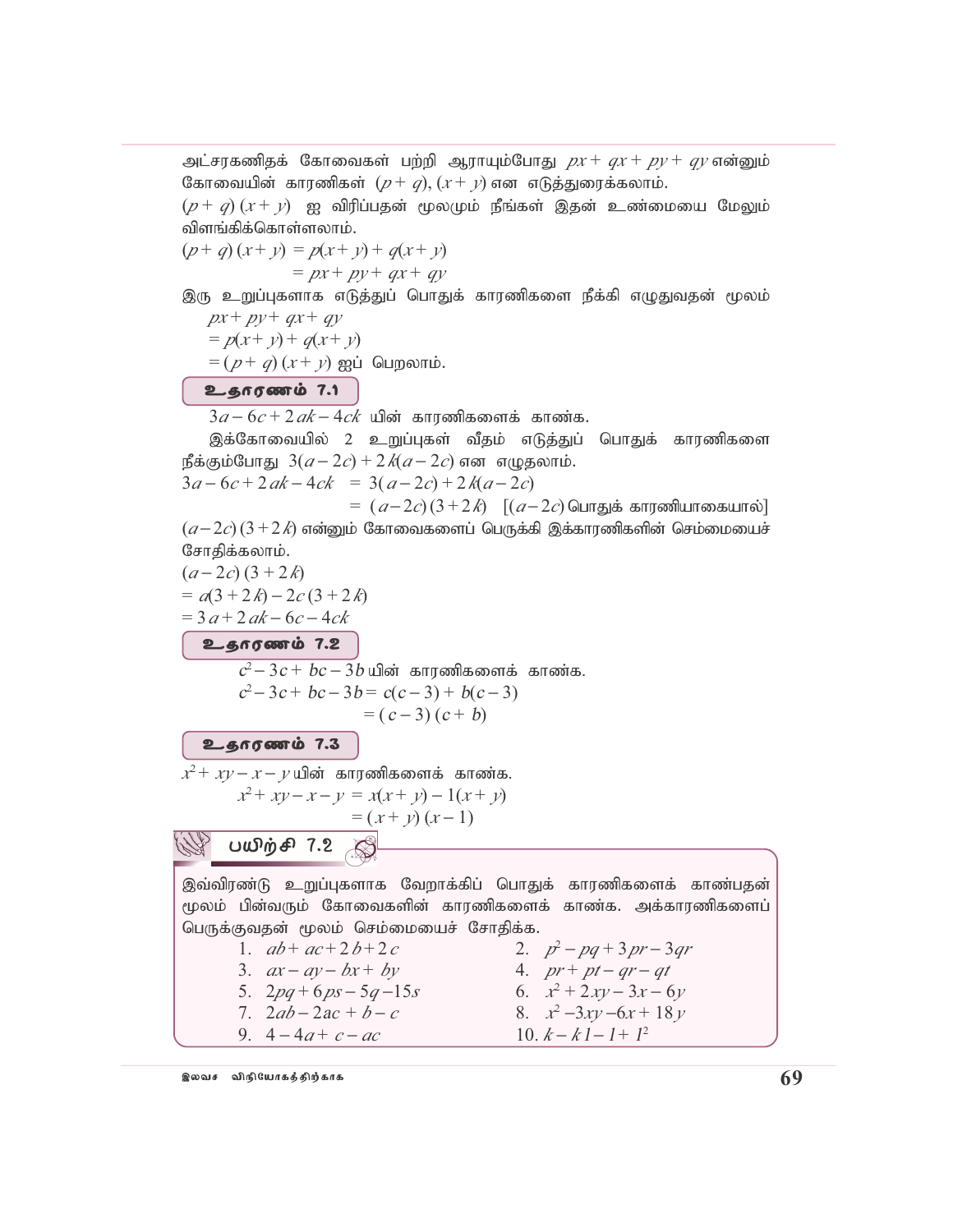அட்சரகணிதக் கோவைகள் பற்றி ஆராயும்போது $px + qx + py + qy$ என்னும் கோவையின் காரணிகள் $(p + q), (x + y)$ என எடுத்துரைக்கலாம்.

$(p + q)(x + y)$ ஐ விரிப்பதன் மூலமும் நீங்கள் இதன் உண்மையை மேலும் விளங்கிக்கொள்ளலாம்.

$$(p + q)(x + y) = p(x + y) + q(x + y)$$
$$= px + py + qx + qy$$

இரு உறுப்புகளாக எடுத்துப் பொதுக் காரணிகளை நீக்கி எழுதுவதன் மூலம்

$$px + py + qx + qy$$
$$= p(x + y) + q(x + y)$$
$$= (p + q)(x + y) \text{ ஐப் பெறலாம்.}$$

### உதாரணம் 7.1

$3a - 6c + 2ak - 4ck$ யின் காரணிகளைக் காண்க.

இக்கோவையில் 2 உறுப்புகள் வீதம் எடுத்துப் பொதுக் காரணிகளை நீக்கும்போது $3(a - 2c) + 2k(a - 2c)$ என எழுதலாம்.

$$3a - 6c + 2ak - 4ck = 3(a - 2c) + 2k(a - 2c)$$
$$= (a - 2c)(3 + 2k) \quad [(a - 2c) \text{ பொதுக் காரணியாகையால்}]$$

$(a - 2c)(3 + 2k)$ என்னும் கோவைகளைப் பெருக்கி இக்காரணிகளின் செம்மையைச் சோதிக்கலாம்.

$$(a - 2c)(3 + 2k)$$
$$= a(3 + 2k) - 2c(3 + 2k)$$
$$= 3a + 2ak - 6c - 4ck$$

### உதாரணம் 7.2

$c^2 - 3c + bc - 3b$ யின் காரணிகளைக் காண்க.

$$c^2 - 3c + bc - 3b = c(c - 3) + b(c - 3)$$
$$= (c - 3)(c + b)$$

### உதாரணம் 7.3

$x^2 + xy - x - y$ யின் காரணிகளைக் காண்க.

$$x^2 + xy - x - y = x(x + y) - 1(x + y)$$
$$= (x + y)(x - 1)$$

### பயிற்சி 7.2

இவ்விரண்டு உறுப்புகளாக வேறாக்கிப் பொதுக் காரணிகளைக் காண்பதன் மூலம் பின்வரும் கோவைகளின் காரணிகளைக் காண்க. அக்காரணிகளைப் பெருக்குவதன் மூலம் செம்மையைச் சோதிக்க.

1. $ab + ac + 2b + 2c$
2. $p^2 - pq + 3pr - 3qr$
3. $ax - ay - bx + by$
4. $pr + pt - qr - qt$
5. $2pq + 6ps - 5q - 15s$
6. $x^2 + 2xy - 3x - 6y$
7. $2ab - 2ac + b - c$
8. $x^2 - 3xy - 6x + 18y$
9. $4 - 4a + c - ac$
10. $k - kl - l + l^2$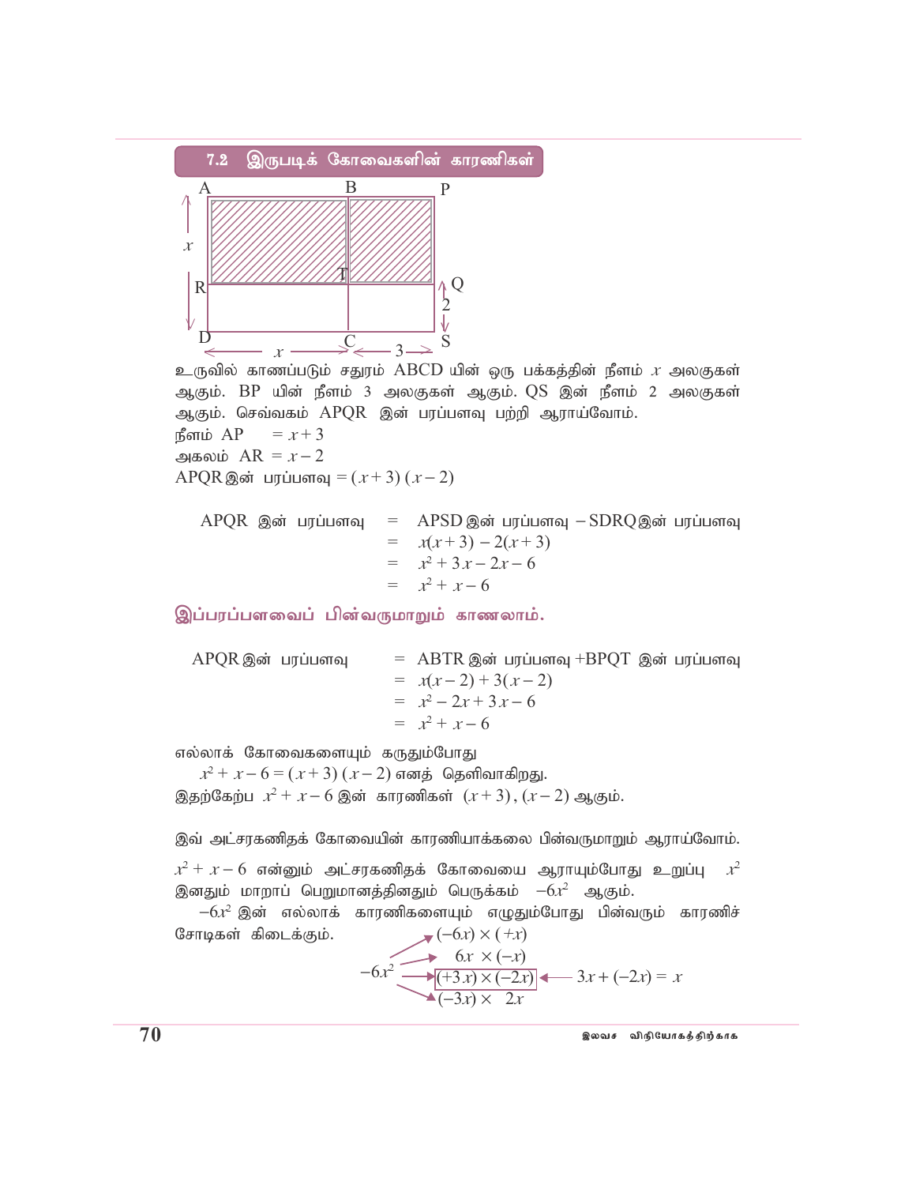## 7.2 இருபடிக் கோவைகளின் காரணிகள்

உருவில் காணப்படும் சதுரம் ABCD யின் ஒரு பக்கத்தின் நீளம் $x$ அலகுகள் ஆகும். BP யின் நீளம் 3 அலகுகள் ஆகும். QS இன் நீளம் 2 அலகுகள் ஆகும். செவ்வகம் APQR இன் பரப்பளவு பற்றி ஆராய்வோம்.

நீளம் AP $= x + 3$

அகலம் AR $= x - 2$

APQR இன் பரப்பளவு $= (x+3)(x-2)$

APQR இன் பரப்பளவு $=$ APSD இன் பரப்பளவு $-$ SDRQ இன் பரப்பளவு

$$= x(x+3) - 2(x+3)$$
$$= x^2 + 3x - 2x - 6$$
$$= x^2 + x - 6$$

**இப்பரப்பளவைப் பின்வருமாறும் காணலாம்.**

APQR இன் பரப்பளவு $=$ ABTR இன் பரப்பளவு $+$ BPQT இன் பரப்பளவு

$$= x(x-2) + 3(x-2)$$
$$= x^2 - 2x + 3x - 6$$
$$= x^2 + x - 6$$

எல்லாக் கோவைகளையும் கருதும்போது

$x^2 + x - 6 = (x+3)(x-2)$ எனத் தெளிவாகிறது.

இதற்கேற்ப $x^2 + x - 6$ இன் காரணிகள் $(x+3)$, $(x-2)$ ஆகும்.

இவ் அட்சரகணிதக் கோவையின் காரணியாக்கலை பின்வருமாறும் ஆராய்வோம்.

$x^2 + x - 6$ என்னும் அட்சரகணிதக் கோவையை ஆராயும்போது உறுப்பு $x^2$ இனதும் மாறாப் பெறுமானத்தினதும் பெருக்கம் $-6x^2$ ஆகும்.

$-6x^2$ இன் எல்லாக் காரணிகளையும் எழுதும்போது பின்வரும் காரணிச் சோடிகள் கிடைக்கும்.

$-6x^2 \rightarrow$

- $(-6x) \times (+x)$
- $6x \times (-x)$
- $(+3x) \times (-2x)$ ← $3x + (-2x) = x$
- $(-3x) \times 2x$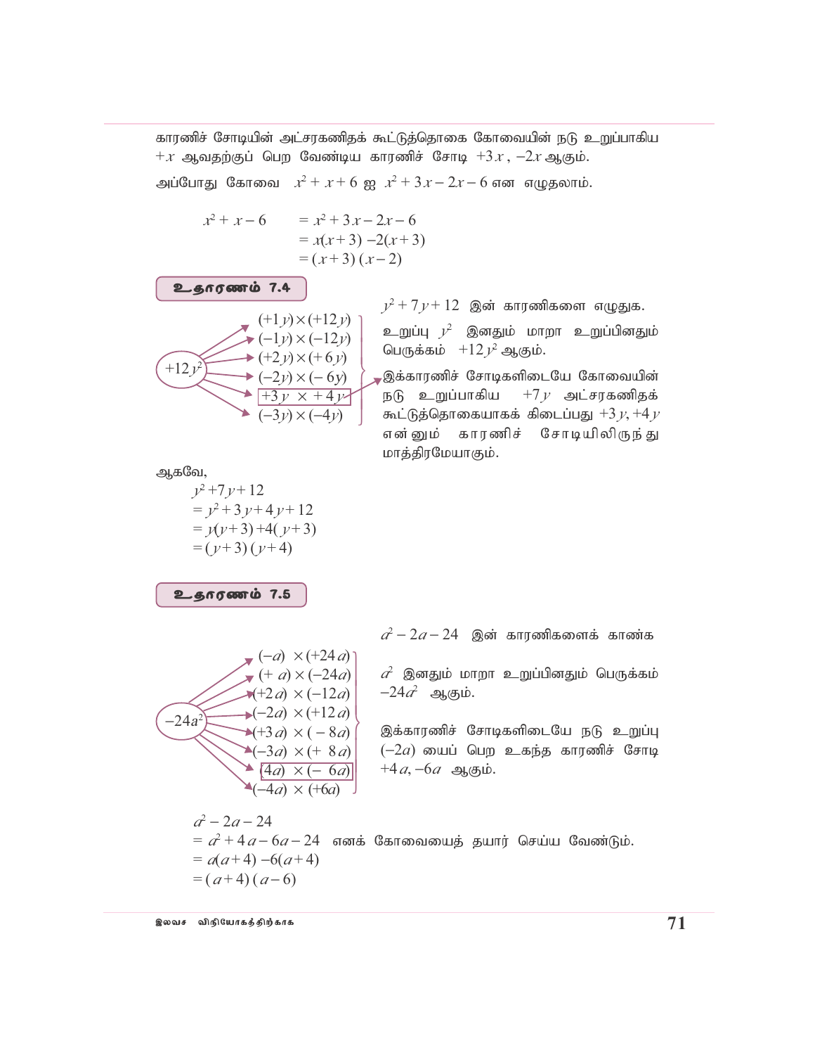காரணிச் சோடியின் அட்சரகணிதக் கூட்டுத்தொகை கோவையின் நடு உறுப்பாகிய $+x$ ஆவதற்குப் பெற வேண்டிய காரணிச் சோடி $+3x$, $-2x$ ஆகும்.

அப்போது கோவை $x^2 + x + 6$ ஐ $x^2 + 3x - 2x - 6$ என எழுதலாம்.

$$
\begin{aligned}
x^2 + x - 6 &= x^2 + 3x - 2x - 6 \\
&= x(x+3) - 2(x+3) \\
&= (x+3)(x-2)
\end{aligned}
$$

### உதாரணம் 7.4

$y^2 + 7y + 12$ இன் காரணிகளை எழுதுக.

உறுப்பு $y^2$ இனதும் மாறா உறுப்பினதும் பெருக்கம் $+12y^2$ ஆகும்.

$+12y^2$:
- $(+1y) \times (+12y)$
- $(-1y) \times (-12y)$
- $(+2y) \times (+6y)$
- $(-2y) \times (-6y)$
- $+3y \times +4y$
- $(-3y) \times (-4y)$

இக்காரணிச் சோடிகளிடையே கோவையின் நடு உறுப்பாகிய $+7y$ அட்சரகணிதக் கூட்டுத்தொகையாகக் கிடைப்பது $+3y, +4y$ என்னும் காரணிச் சோடியிலிருந்து மாத்திரமேயாகும்.

ஆகவே,

$$
\begin{aligned}
&y^2 + 7y + 12 \\
&= y^2 + 3y + 4y + 12 \\
&= y(y+3) + 4(y+3) \\
&= (y+3)(y+4)
\end{aligned}
$$

### உதாரணம் 7.5

$a^2 - 2a - 24$ இன் காரணிகளைக் காண்க

$a^2$ இனதும் மாறா உறுப்பினதும் பெருக்கம் $-24a^2$ ஆகும்.

$-24a^2$:
- $(-a) \times (+24a)$
- $(+a) \times (-24a)$
- $(+2a) \times (-12a)$
- $(-2a) \times (+12a)$
- $(+3a) \times (-8a)$
- $(-3a) \times (+8a)$
- $(4a) \times (-6a)$
- $(-4a) \times (+6a)$

இக்காரணிச் சோடிகளிடையே நடு உறுப்பு $(-2a)$ யைப் பெற உகந்த காரணிச் சோடி $+4a, -6a$ ஆகும்.

$$
\begin{aligned}
&a^2 - 2a - 24 \\
&= a^2 + 4a - 6a - 24 \quad \text{எனக் கோவையைத் தயார் செய்ய வேண்டும்.} \\
&= a(a+4) - 6(a+4) \\
&= (a+4)(a-6)
\end{aligned}
$$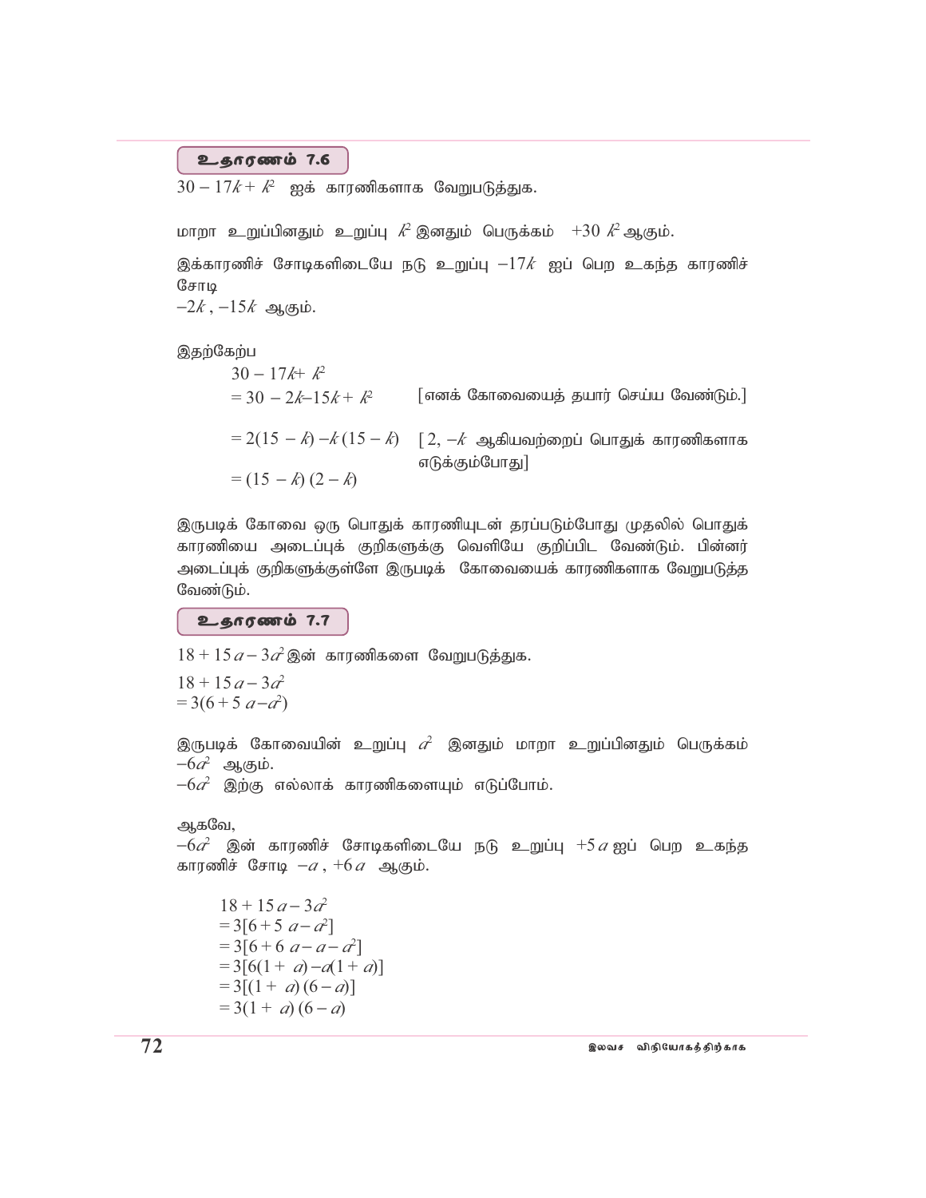### உதாரணம் 7.6

$30 - 17k + k^2$ ஐக் காரணிகளாக வேறுபடுத்துக.

மாறா உறுப்பினதும் உறுப்பு $k^2$ இனதும் பெருக்கம் $+30\ k^2$ ஆகும்.

இக்காரணிச் சோடிகளிடையே நடு உறுப்பு $-17k$ ஐப் பெற உகந்த காரணிச் சோடி
$-2k$ , $-15k$ ஆகும்.

இதற்கேற்ப

$30 - 17k + k^2$

$= 30 - 2k - 15k + k^2$ [எனக் கோவையைத் தயார் செய்ய வேண்டும்.]

$= 2(15 - k) - k(15 - k)$ [ 2, $-k$ ஆகியவற்றைப் பொதுக் காரணிகளாக எடுக்கும்போது]

$= (15 - k)(2 - k)$

இருபடிக் கோவை ஒரு பொதுக் காரணியுடன் தரப்படும்போது முதலில் பொதுக் காரணியை அடைப்புக் குறிகளுக்கு வெளியே குறிப்பிட வேண்டும். பின்னர் அடைப்புக் குறிகளுக்குள்ளே இருபடிக் கோவையைக் காரணிகளாக வேறுபடுத்த வேண்டும்.

### உதாரணம் 7.7

$18 + 15a - 3a^2$ இன் காரணிகளை வேறுபடுத்துக.

$18 + 15a - 3a^2$
$= 3(6 + 5a - a^2)$

இருபடிக் கோவையின் உறுப்பு $a^2$ இனதும் மாறா உறுப்பினதும் பெருக்கம் $-6a^2$ ஆகும்.
$-6a^2$ இற்கு எல்லாக் காரணிகளையும் எடுப்போம்.

ஆகவே,
$-6a^2$ இன் காரணிச் சோடிகளிடையே நடு உறுப்பு $+5a$ ஐப் பெற உகந்த காரணிச் சோடி $-a$ , $+6a$ ஆகும்.

$18 + 15a - 3a^2$
$= 3[6 + 5a - a^2]$
$= 3[6 + 6a - a - a^2]$
$= 3[6(1 + a) - a(1 + a)]$
$= 3[(1 + a)(6 - a)]$
$= 3(1 + a)(6 - a)$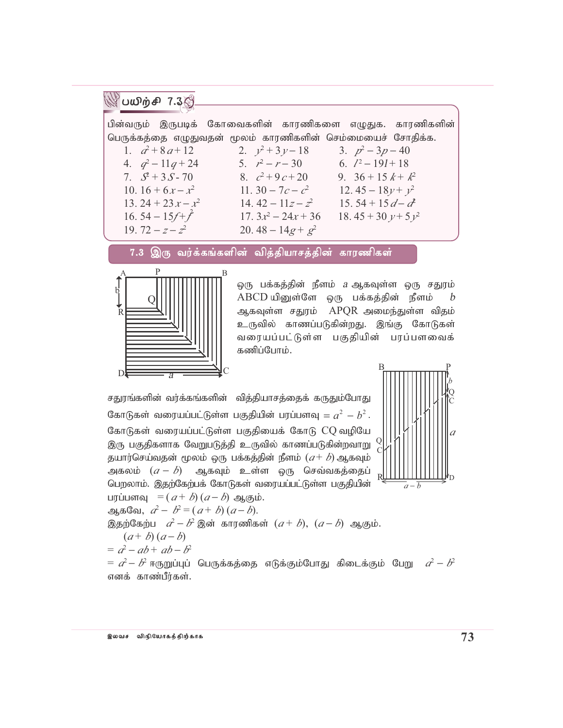## பயிற்சி 7.3

பின்வரும் இருபடிக் கோவைகளின் காரணிகளை எழுதுக. காரணிகளின் பெருக்கத்தை எழுதுவதன் மூலம் காரணிகளின் செம்மையைச் சோதிக்க.

| | | |
|---|---|---|
| 1. $a^2 + 8a + 12$ | 2. $y^2 + 3y - 18$ | 3. $p^2 - 3p - 40$ |
| 4. $q^2 - 11q + 24$ | 5. $r^2 - r - 30$ | 6. $l^2 - 19l + 18$ |
| 7. $S^2 + 3S - 70$ | 8. $c^2 + 9c + 20$ | 9. $36 + 15k + k^2$ |
| 10. $16 + 6x - x^2$ | 11. $30 - 7c - c^2$ | 12. $45 - 18y + y^2$ |
| 13. $24 + 23x - x^2$ | 14. $42 - 11z - z^2$ | 15. $54 + 15d - d^2$ |
| 16. $54 - 15f + f^2$ | 17. $3x^2 - 24x + 36$ | 18. $45 + 30y + 5y^2$ |
| 19. $72 - z - z^2$ | 20. $48 - 14g + g^2$ | |

## 7.3 இரு வர்க்கங்களின் வித்தியாசத்தின் காரணிகள்

ஒரு பக்கத்தின் நீளம் $a$ ஆகவுள்ள ஒரு சதுரம் ABCD யினுள்ளே ஒரு பக்கத்தின் நீளம் $b$ ஆகவுள்ள சதுரம் APQR அமைந்துள்ள விதம் உருவில் காணப்படுகின்றது. இங்கு கோடுகள் வரையப்பட்டுள்ள பகுதியின் பரப்பளவைக் கணிப்போம்.

சதுரங்களின் வர்க்கங்களின் வித்தியாசத்தைக் கருதும்போது கோடுகள் வரையப்பட்டுள்ள பகுதியின் பரப்பளவு $= a^2 - b^2$.

கோடுகள் வரையப்பட்டுள்ள பகுதியைக் கோடு CQ வழியே இரு பகுதிகளாக வேறுபடுத்தி உருவில் காணப்படுகின்றவாறு தயார்செய்வதன் மூலம் ஒரு பக்கத்தின் நீளம் $(a + b)$ ஆகவும் அகலம் $(a - b)$ ஆகவும் உள்ள ஒரு செவ்வகத்தைப் பெறலாம். இதற்கேற்பக் கோடுகள் வரையப்பட்டுள்ள பகுதியின் பரப்பளவு $= (a + b)(a - b)$ ஆகும்.

ஆகவே, $a^2 - b^2 = (a + b)(a - b)$.

இதற்கேற்ப $a^2 - b^2$ இன் காரணிகள் $(a + b)$, $(a - b)$ ஆகும்.

$(a + b)(a - b)$

$= a^2 - ab + ab - b^2$

$= a^2 - b^2$ ஈருறுப்புப் பெருக்கத்தை எடுக்கும்போது கிடைக்கும் பேறு $a^2 - b^2$ எனக் காண்பீர்கள்.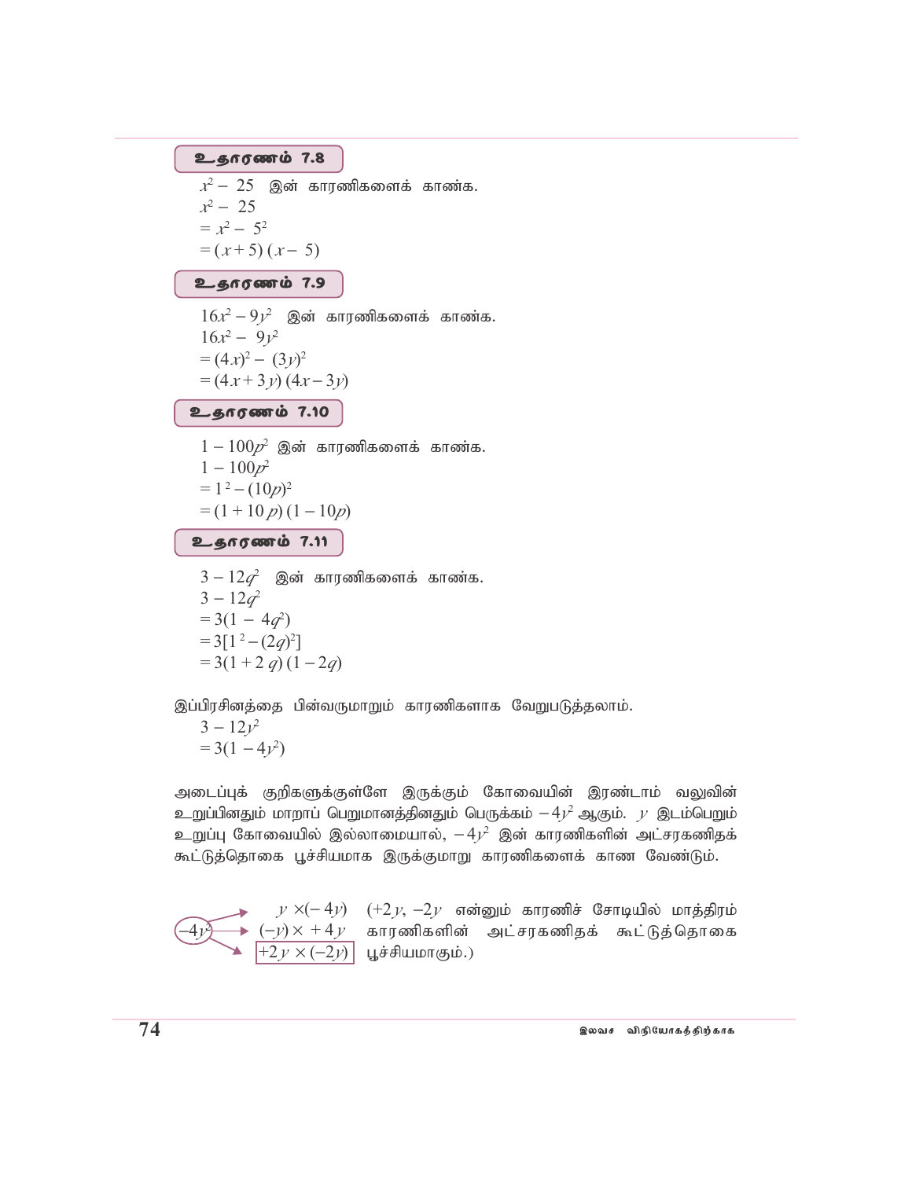**உதாரணம் 7.8**

$x^2 - 25$ இன் காரணிகளைக் காண்க.

$x^2 - 25$

$= x^2 - 5^2$

$= (x+5)(x-5)$

**உதாரணம் 7.9**

$16x^2 - 9y^2$ இன் காரணிகளைக் காண்க.

$16x^2 - 9y^2$

$= (4x)^2 - (3y)^2$

$= (4x+3y)(4x-3y)$

**உதாரணம் 7.10**

$1 - 100p^2$ இன் காரணிகளைக் காண்க.

$1 - 100p^2$

$= 1^2 - (10p)^2$

$= (1+10p)(1-10p)$

**உதாரணம் 7.11**

$3 - 12q^2$ இன் காரணிகளைக் காண்க.

$3 - 12q^2$

$= 3(1 - 4q^2)$

$= 3[1^2 - (2q)^2]$

$= 3(1+2q)(1-2q)$

இப்பிரசினத்தை பின்வருமாறும் காரணிகளாக வேறுபடுத்தலாம்.

$3 - 12y^2$

$= 3(1 - 4y^2)$

அடைப்புக் குறிகளுக்குள்ளே இருக்கும் கோவையின் இரண்டாம் வலுவின் உறுப்பினதும் மாறாப் பெறுமானத்தினதும் பெருக்கம் $-4y^2$ ஆகும். $y$ இடம்பெறும் உறுப்பு கோவையில் இல்லாமையால், $-4y^2$ இன் காரணிகளின் அட்சரகணிதக் கூட்டுத்தொகை பூச்சியமாக இருக்குமாறு காரணிகளைக் காண வேண்டும்.

$-4y^2$ →

- $y \times (-4y)$
- $(-y) \times +4y$
- $+2y \times (-2y)$

($+2y$, $-2y$ என்னும் காரணிச் சோடியில் மாத்திரம் காரணிகளின் அட்சரகணிதக் கூட்டுத்தொகை பூச்சியமாகும்.)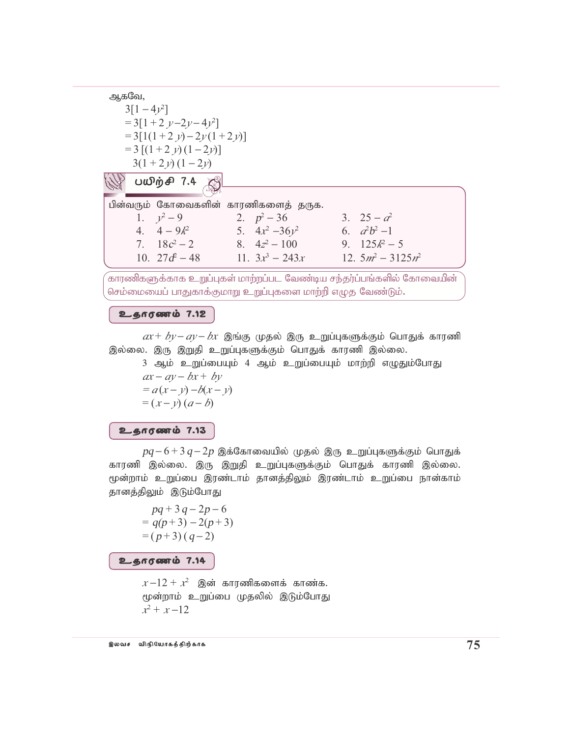ஆகவே,

$3[1-4y^2]$

$=3[1+2y-2y-4y^2]$

$=3[1(1+2y)-2y(1+2y)]$

$=3[(1+2y)(1-2y)]$

$3(1+2y)(1-2y)$

## பயிற்சி 7.4

பின்வரும் கோவைகளின் காரணிகளைத் தருக.

| | | |
|---|---|---|
| 1. $y^2-9$ | 2. $p^2-36$ | 3. $25-a^2$ |
| 4. $4-9k^2$ | 5. $4x^2-36y^2$ | 6. $a^2b^2-1$ |
| 7. $18c^2-2$ | 8. $4z^2-100$ | 9. $125k^2-5$ |
| 10. $27d^2-48$ | 11. $3x^3-243x$ | 12. $5m^2-3125n^2$ |

காரணிகளுக்காக உறுப்புகள் மாற்றப்பட வேண்டிய சந்தர்ப்பங்களில் கோவையின் செம்மையைப் பாதுகாக்குமாறு உறுப்புகளை மாற்றி எழுத வேண்டும்.

### உதாரணம் 7.12

$ax+by-ay-bx$ இங்கு முதல் இரு உறுப்புகளுக்கும் பொதுக் காரணி இல்லை. இரு இறுதி உறுப்புகளுக்கும் பொதுக் காரணி இல்லை.

3 ஆம் உறுப்பையும் 4 ஆம் உறுப்பையும் மாற்றி எழுதும்போது

$ax-ay-bx+by$

$=a(x-y)-b(x-y)$

$=(x-y)(a-b)$

### உதாரணம் 7.13

$pq-6+3q-2p$ இக்கோவையில் முதல் இரு உறுப்புகளுக்கும் பொதுக் காரணி இல்லை. இரு இறுதி உறுப்புகளுக்கும் பொதுக் காரணி இல்லை. மூன்றாம் உறுப்பை இரண்டாம் தானத்திலும் இரண்டாம் உறுப்பை நான்காம் தானத்திலும் இடும்போது

$pq+3q-2p-6$

$=q(p+3)-2(p+3)$

$=(p+3)(q-2)$

### உதாரணம் 7.14

$x-12+x^2$ இன் காரணிகளைக் காண்க.

மூன்றாம் உறுப்பை முதலில் இடும்போது

$x^2+x-12$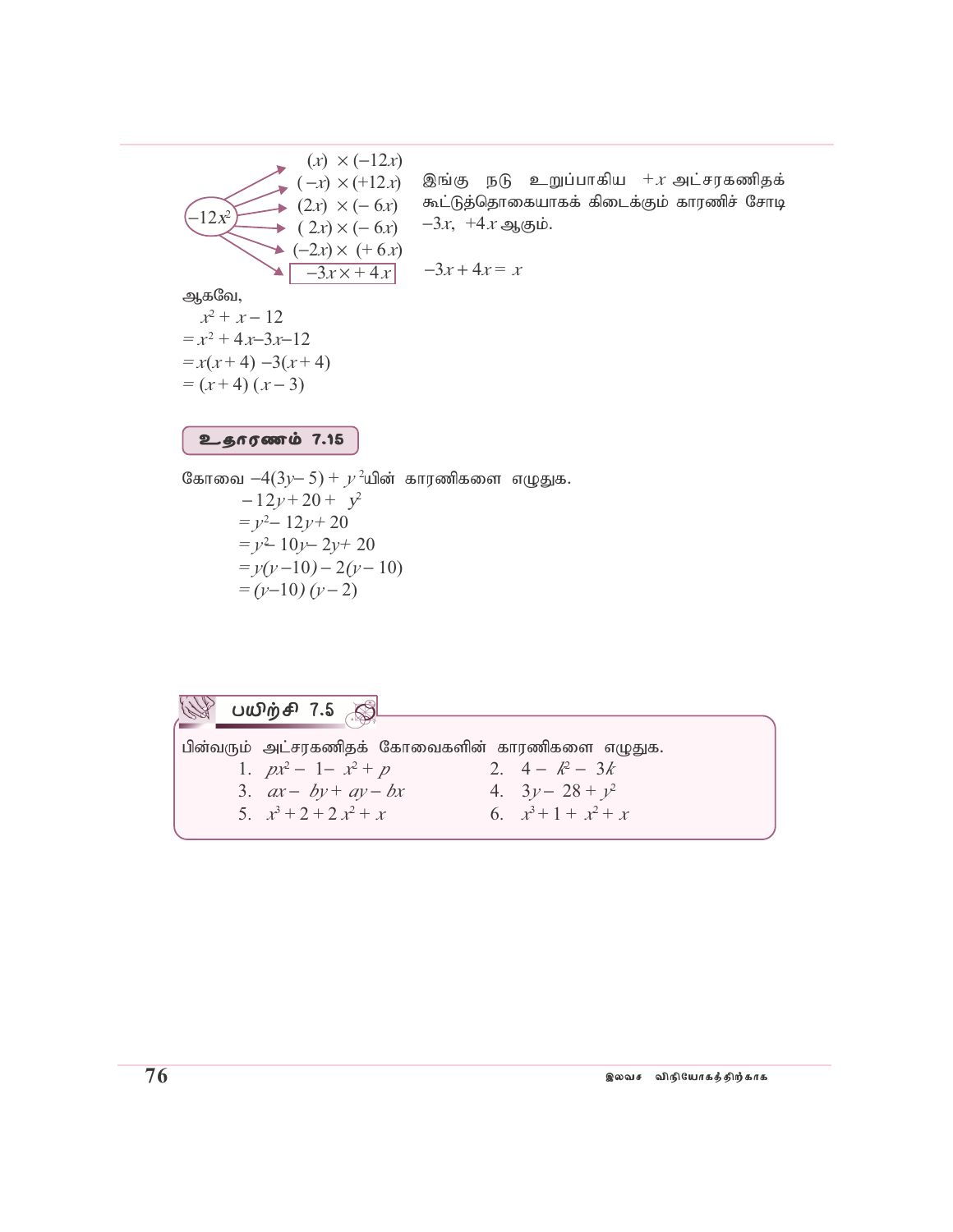$-12x^2$ → $(x) \times (-12x)$, $(-x) \times (+12x)$, $(2x) \times (-6x)$, $(2x) \times (-6x)$, $(-2x) \times (+6x)$, $-3x \times +4x$

இங்கு நடு உறுப்பாகிய $+x$ அட்சரகணிதக் கூட்டுத்தொகையாகக் கிடைக்கும் காரணிச் சோடி $-3x$, $+4x$ ஆகும்.

$-3x + 4x = x$

ஆகவே,

$x^2 + x - 12$

$= x^2 + 4x - 3x - 12$

$= x(x+4) - 3(x+4)$

$= (x+4)(x-3)$

**உதாரணம் 7.15**

கோவை $-4(3y-5) + y^2$யின் காரணிகளை எழுதுக.

$-12y + 20 + y^2$

$= y^2 - 12y + 20$

$= y^2 - 10y - 2y + 20$

$= y(y-10) - 2(y-10)$

$= (y-10)(y-2)$

**பயிற்சி 7.5**

பின்வரும் அட்சரகணிதக் கோவைகளின் காரணிகளை எழுதுக.

1. $px^2 - 1 - x^2 + p$
2. $4 - k^2 - 3k$
3. $ax - by + ay - bx$
4. $3y - 28 + y^2$
5. $x^3 + 2 + 2x^2 + x$
6. $x^3 + 1 + x^2 + x$